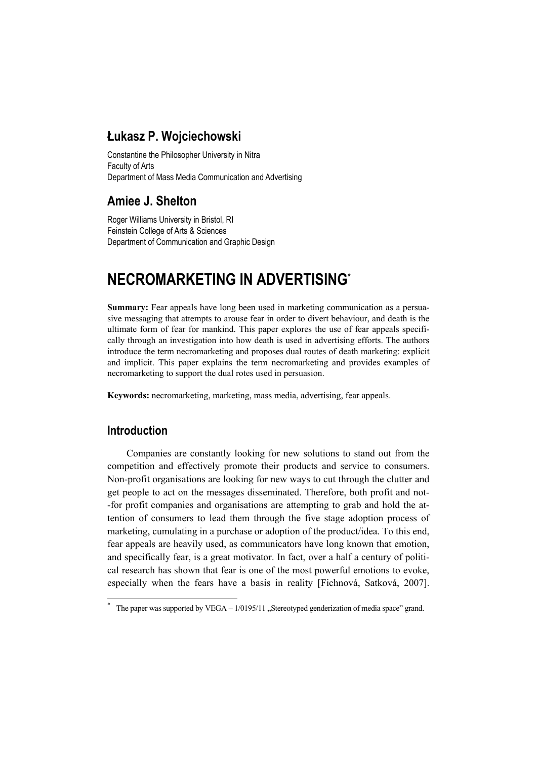## Łukasz P. Wojciechowski

Constantine the Philosopher University in Nitra
Faculty of Arts
Department of Mass Media Communication and Advertising

## Amiee J. Shelton

Roger Williams University in Bristol, RI
Feinstein College of Arts & Sciences
Department of Communication and Graphic Design

# NECROMARKETING IN ADVERTISING[*]

**Summary:** Fear appeals have long been used in marketing communication as a persuasive messaging that attempts to arouse fear in order to divert behaviour, and death is the ultimate form of fear for mankind. This paper explores the use of fear appeals specifically through an investigation into how death is used in advertising efforts. The authors introduce the term necromarketing and proposes dual routes of death marketing: explicit and implicit. This paper explains the term necromarketing and provides examples of necromarketing to support the dual rotes used in persuasion.

**Keywords:** necromarketing, marketing, mass media, advertising, fear appeals.

## Introduction

Companies are constantly looking for new solutions to stand out from the competition and effectively promote their products and service to consumers. Non-profit organisations are looking for new ways to cut through the clutter and get people to act on the messages disseminated. Therefore, both profit and not-for profit companies and organisations are attempting to grab and hold the attention of consumers to lead them through the five stage adoption process of marketing, cumulating in a purchase or adoption of the product/idea. To this end, fear appeals are heavily used, as communicators have long known that emotion, and specifically fear, is a great motivator. In fact, over a half a century of political research has shown that fear is one of the most powerful emotions to evoke, especially when the fears have a basis in reality [Fichnová, Satková, 2007].

[*] The paper was supported by VEGA – 1/0195/11 „Stereotyped genderization of media space" grand.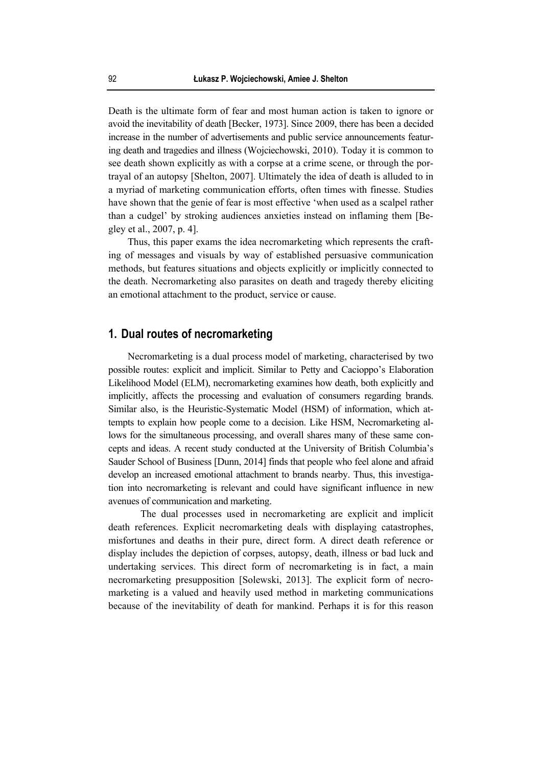Death is the ultimate form of fear and most human action is taken to ignore or avoid the inevitability of death [Becker, 1973]. Since 2009, there has been a decided increase in the number of advertisements and public service announcements featuring death and tragedies and illness (Wojciechowski, 2010). Today it is common to see death shown explicitly as with a corpse at a crime scene, or through the portrayal of an autopsy [Shelton, 2007]. Ultimately the idea of death is alluded to in a myriad of marketing communication efforts, often times with finesse. Studies have shown that the genie of fear is most effective 'when used as a scalpel rather than a cudgel' by stroking audiences anxieties instead on inflaming them [Begley et al., 2007, p. 4].

Thus, this paper exams the idea necromarketing which represents the crafting of messages and visuals by way of established persuasive communication methods, but features situations and objects explicitly or implicitly connected to the death. Necromarketing also parasites on death and tragedy thereby eliciting an emotional attachment to the product, service or cause.

## 1. Dual routes of necromarketing

Necromarketing is a dual process model of marketing, characterised by two possible routes: explicit and implicit. Similar to Petty and Cacioppo's Elaboration Likelihood Model (ELM), necromarketing examines how death, both explicitly and implicitly, affects the processing and evaluation of consumers regarding brands. Similar also, is the Heuristic-Systematic Model (HSM) of information, which attempts to explain how people come to a decision. Like HSM, Necromarketing allows for the simultaneous processing, and overall shares many of these same concepts and ideas. A recent study conducted at the University of British Columbia's Sauder School of Business [Dunn, 2014] finds that people who feel alone and afraid develop an increased emotional attachment to brands nearby. Thus, this investigation into necromarketing is relevant and could have significant influence in new avenues of communication and marketing.

The dual processes used in necromarketing are explicit and implicit death references. Explicit necromarketing deals with displaying catastrophes, misfortunes and deaths in their pure, direct form. A direct death reference or display includes the depiction of corpses, autopsy, death, illness or bad luck and undertaking services. This direct form of necromarketing is in fact, a main necromarketing presupposition [Solewski, 2013]. The explicit form of necromarketing is a valued and heavily used method in marketing communications because of the inevitability of death for mankind. Perhaps it is for this reason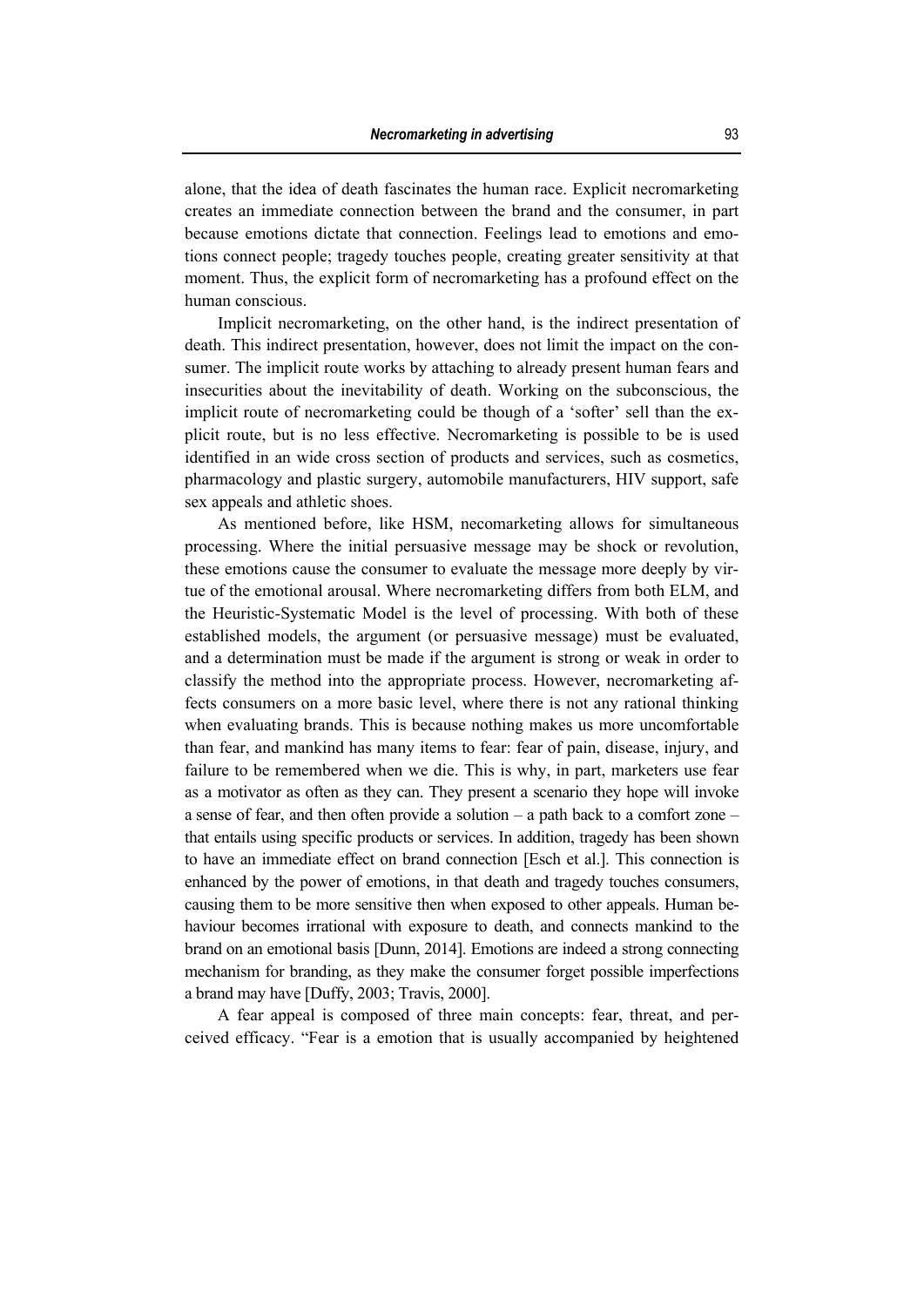alone, that the idea of death fascinates the human race. Explicit necromarketing creates an immediate connection between the brand and the consumer, in part because emotions dictate that connection. Feelings lead to emotions and emotions connect people; tragedy touches people, creating greater sensitivity at that moment. Thus, the explicit form of necromarketing has a profound effect on the human conscious.

Implicit necromarketing, on the other hand, is the indirect presentation of death. This indirect presentation, however, does not limit the impact on the consumer. The implicit route works by attaching to already present human fears and insecurities about the inevitability of death. Working on the subconscious, the implicit route of necromarketing could be though of a 'softer' sell than the explicit route, but is no less effective. Necromarketing is possible to be is used identified in an wide cross section of products and services, such as cosmetics, pharmacology and plastic surgery, automobile manufacturers, HIV support, safe sex appeals and athletic shoes.

As mentioned before, like HSM, necomarketing allows for simultaneous processing. Where the initial persuasive message may be shock or revolution, these emotions cause the consumer to evaluate the message more deeply by virtue of the emotional arousal. Where necromarketing differs from both ELM, and the Heuristic-Systematic Model is the level of processing. With both of these established models, the argument (or persuasive message) must be evaluated, and a determination must be made if the argument is strong or weak in order to classify the method into the appropriate process. However, necromarketing affects consumers on a more basic level, where there is not any rational thinking when evaluating brands. This is because nothing makes us more uncomfortable than fear, and mankind has many items to fear: fear of pain, disease, injury, and failure to be remembered when we die. This is why, in part, marketers use fear as a motivator as often as they can. They present a scenario they hope will invoke a sense of fear, and then often provide a solution – a path back to a comfort zone – that entails using specific products or services. In addition, tragedy has been shown to have an immediate effect on brand connection [Esch et al.]. This connection is enhanced by the power of emotions, in that death and tragedy touches consumers, causing them to be more sensitive then when exposed to other appeals. Human behaviour becomes irrational with exposure to death, and connects mankind to the brand on an emotional basis [Dunn, 2014]. Emotions are indeed a strong connecting mechanism for branding, as they make the consumer forget possible imperfections a brand may have [Duffy, 2003; Travis, 2000].

A fear appeal is composed of three main concepts: fear, threat, and perceived efficacy. "Fear is a emotion that is usually accompanied by heightened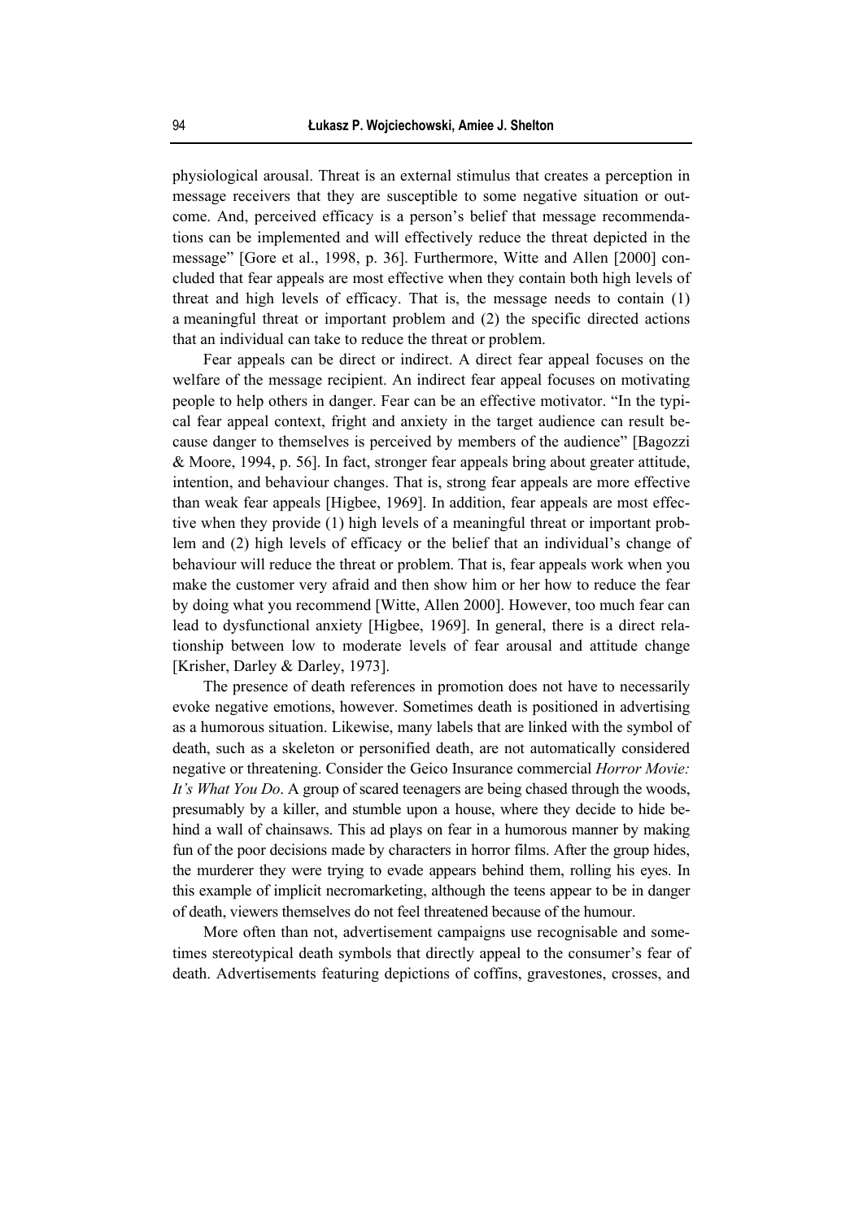physiological arousal. Threat is an external stimulus that creates a perception in message receivers that they are susceptible to some negative situation or outcome. And, perceived efficacy is a person's belief that message recommendations can be implemented and will effectively reduce the threat depicted in the message" [Gore et al., 1998, p. 36]. Furthermore, Witte and Allen [2000] concluded that fear appeals are most effective when they contain both high levels of threat and high levels of efficacy. That is, the message needs to contain (1) a meaningful threat or important problem and (2) the specific directed actions that an individual can take to reduce the threat or problem.

Fear appeals can be direct or indirect. A direct fear appeal focuses on the welfare of the message recipient. An indirect fear appeal focuses on motivating people to help others in danger. Fear can be an effective motivator. "In the typical fear appeal context, fright and anxiety in the target audience can result because danger to themselves is perceived by members of the audience" [Bagozzi & Moore, 1994, p. 56]. In fact, stronger fear appeals bring about greater attitude, intention, and behaviour changes. That is, strong fear appeals are more effective than weak fear appeals [Higbee, 1969]. In addition, fear appeals are most effective when they provide (1) high levels of a meaningful threat or important problem and (2) high levels of efficacy or the belief that an individual's change of behaviour will reduce the threat or problem. That is, fear appeals work when you make the customer very afraid and then show him or her how to reduce the fear by doing what you recommend [Witte, Allen 2000]. However, too much fear can lead to dysfunctional anxiety [Higbee, 1969]. In general, there is a direct relationship between low to moderate levels of fear arousal and attitude change [Krisher, Darley & Darley, 1973].

The presence of death references in promotion does not have to necessarily evoke negative emotions, however. Sometimes death is positioned in advertising as a humorous situation. Likewise, many labels that are linked with the symbol of death, such as a skeleton or personified death, are not automatically considered negative or threatening. Consider the Geico Insurance commercial *Horror Movie: It's What You Do*. A group of scared teenagers are being chased through the woods, presumably by a killer, and stumble upon a house, where they decide to hide behind a wall of chainsaws. This ad plays on fear in a humorous manner by making fun of the poor decisions made by characters in horror films. After the group hides, the murderer they were trying to evade appears behind them, rolling his eyes. In this example of implicit necromarketing, although the teens appear to be in danger of death, viewers themselves do not feel threatened because of the humour.

More often than not, advertisement campaigns use recognisable and sometimes stereotypical death symbols that directly appeal to the consumer's fear of death. Advertisements featuring depictions of coffins, gravestones, crosses, and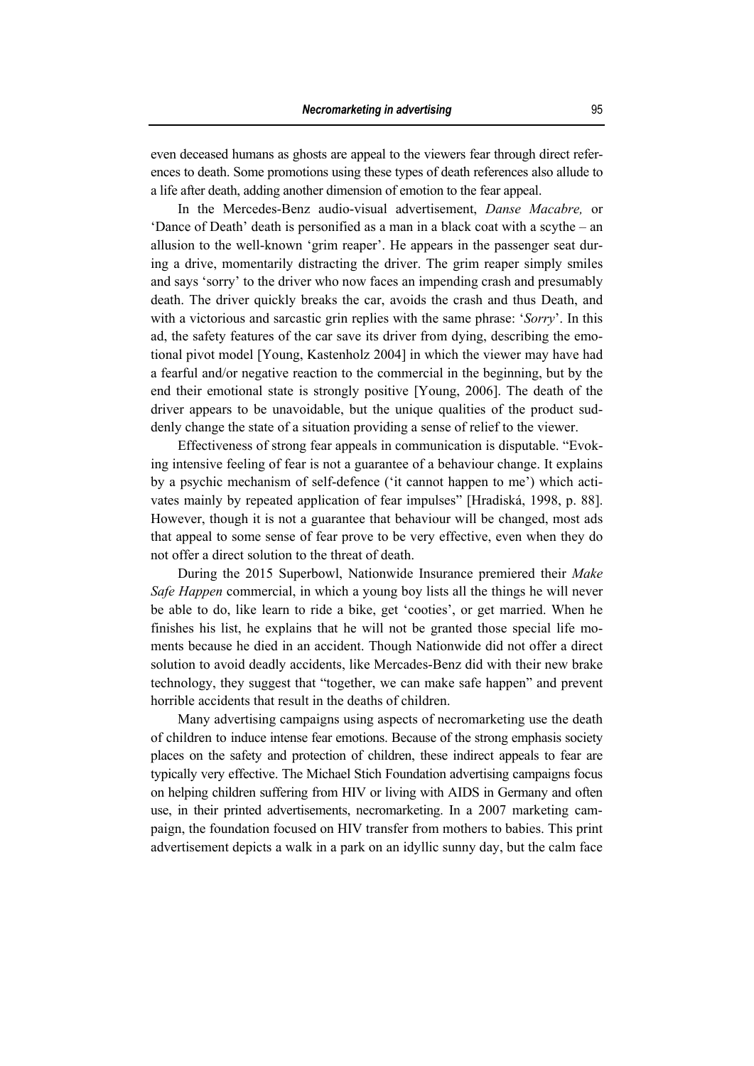even deceased humans as ghosts are appeal to the viewers fear through direct references to death. Some promotions using these types of death references also allude to a life after death, adding another dimension of emotion to the fear appeal.

In the Mercedes-Benz audio-visual advertisement, *Danse Macabre,* or 'Dance of Death' death is personified as a man in a black coat with a scythe – an allusion to the well-known 'grim reaper'. He appears in the passenger seat during a drive, momentarily distracting the driver. The grim reaper simply smiles and says 'sorry' to the driver who now faces an impending crash and presumably death. The driver quickly breaks the car, avoids the crash and thus Death, and with a victorious and sarcastic grin replies with the same phrase: '*Sorry*'. In this ad, the safety features of the car save its driver from dying, describing the emotional pivot model [Young, Kastenholz 2004] in which the viewer may have had a fearful and/or negative reaction to the commercial in the beginning, but by the end their emotional state is strongly positive [Young, 2006]. The death of the driver appears to be unavoidable, but the unique qualities of the product suddenly change the state of a situation providing a sense of relief to the viewer.

Effectiveness of strong fear appeals in communication is disputable. "Evoking intensive feeling of fear is not a guarantee of a behaviour change. It explains by a psychic mechanism of self-defence ('it cannot happen to me') which activates mainly by repeated application of fear impulses" [Hradiská, 1998, p. 88]. However, though it is not a guarantee that behaviour will be changed, most ads that appeal to some sense of fear prove to be very effective, even when they do not offer a direct solution to the threat of death.

During the 2015 Superbowl, Nationwide Insurance premiered their *Make Safe Happen* commercial, in which a young boy lists all the things he will never be able to do, like learn to ride a bike, get 'cooties', or get married. When he finishes his list, he explains that he will not be granted those special life moments because he died in an accident. Though Nationwide did not offer a direct solution to avoid deadly accidents, like Mercades-Benz did with their new brake technology, they suggest that "together, we can make safe happen" and prevent horrible accidents that result in the deaths of children.

Many advertising campaigns using aspects of necromarketing use the death of children to induce intense fear emotions. Because of the strong emphasis society places on the safety and protection of children, these indirect appeals to fear are typically very effective. The Michael Stich Foundation advertising campaigns focus on helping children suffering from HIV or living with AIDS in Germany and often use, in their printed advertisements, necromarketing. In a 2007 marketing campaign, the foundation focused on HIV transfer from mothers to babies. This print advertisement depicts a walk in a park on an idyllic sunny day, but the calm face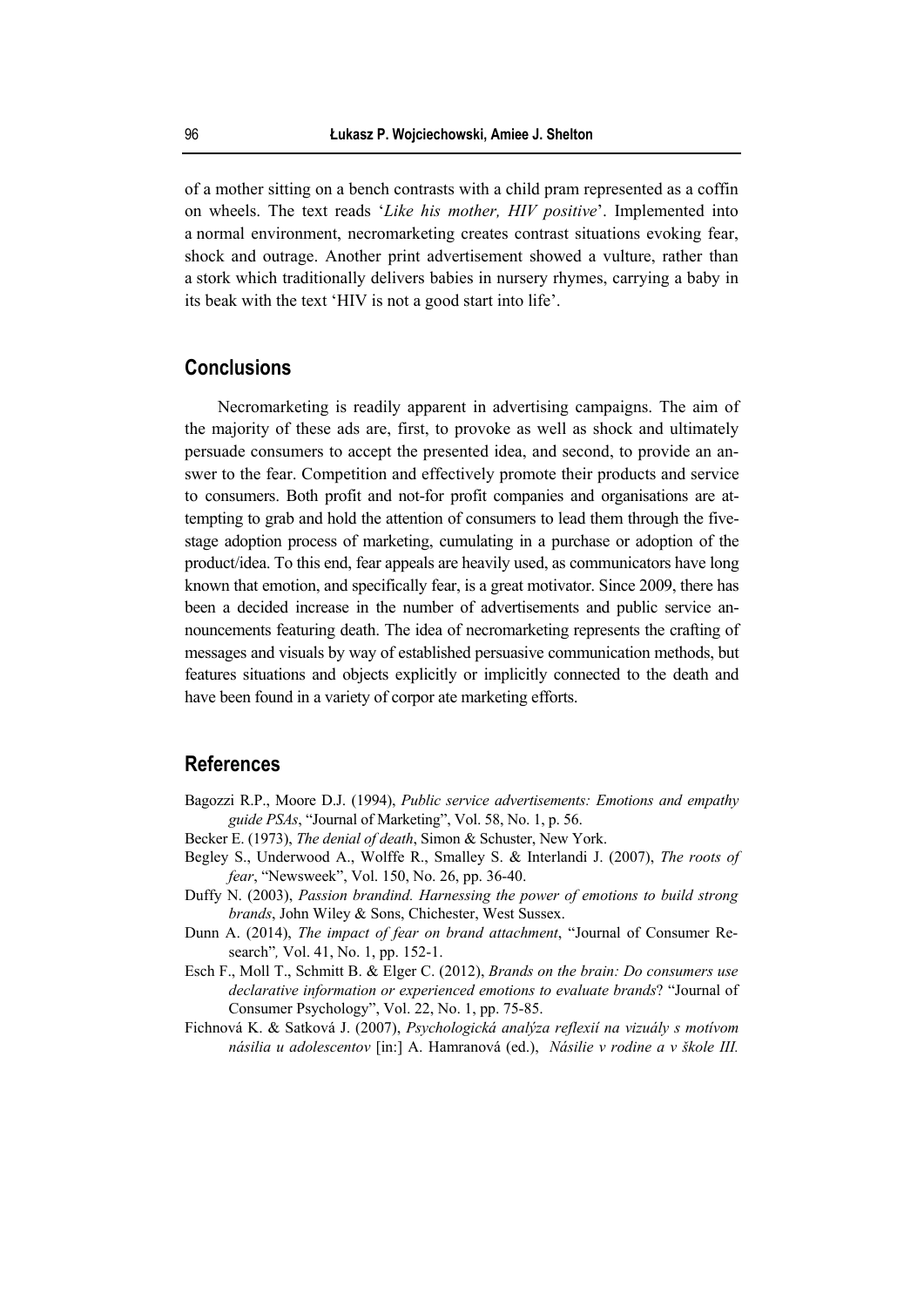of a mother sitting on a bench contrasts with a child pram represented as a coffin on wheels. The text reads '*Like his mother, HIV positive*'. Implemented into a normal environment, necromarketing creates contrast situations evoking fear, shock and outrage. Another print advertisement showed a vulture, rather than a stork which traditionally delivers babies in nursery rhymes, carrying a baby in its beak with the text 'HIV is not a good start into life'.

## Conclusions

Necromarketing is readily apparent in advertising campaigns. The aim of the majority of these ads are, first, to provoke as well as shock and ultimately persuade consumers to accept the presented idea, and second, to provide an answer to the fear. Competition and effectively promote their products and service to consumers. Both profit and not-for profit companies and organisations are attempting to grab and hold the attention of consumers to lead them through the five-stage adoption process of marketing, cumulating in a purchase or adoption of the product/idea. To this end, fear appeals are heavily used, as communicators have long known that emotion, and specifically fear, is a great motivator. Since 2009, there has been a decided increase in the number of advertisements and public service announcements featuring death. The idea of necromarketing represents the crafting of messages and visuals by way of established persuasive communication methods, but features situations and objects explicitly or implicitly connected to the death and have been found in a variety of corpor ate marketing efforts.

## References

Bagozzi R.P., Moore D.J. (1994), *Public service advertisements: Emotions and empathy guide PSAs*, "Journal of Marketing", Vol. 58, No. 1, p. 56.

Becker E. (1973), *The denial of death*, Simon & Schuster, New York.

Begley S., Underwood A., Wolffe R., Smalley S. & Interlandi J. (2007), *The roots of fear*, "Newsweek", Vol. 150, No. 26, pp. 36-40.

Duffy N. (2003), *Passion brandind. Harnessing the power of emotions to build strong brands*, John Wiley & Sons, Chichester, West Sussex.

Dunn A. (2014), *The impact of fear on brand attachment*, "Journal of Consumer Research"*,* Vol. 41, No. 1, pp. 152-1.

Esch F., Moll T., Schmitt B. & Elger C. (2012), *Brands on the brain: Do consumers use declarative information or experienced emotions to evaluate brands*? "Journal of Consumer Psychology", Vol. 22, No. 1, pp. 75-85.

Fichnová K. & Satková J. (2007), *Psychologická analýza reflexií na vizuály s motívom násilia u adolescentov* [in:] A. Hamranová (ed.), *Násilie v rodine a v škole III.*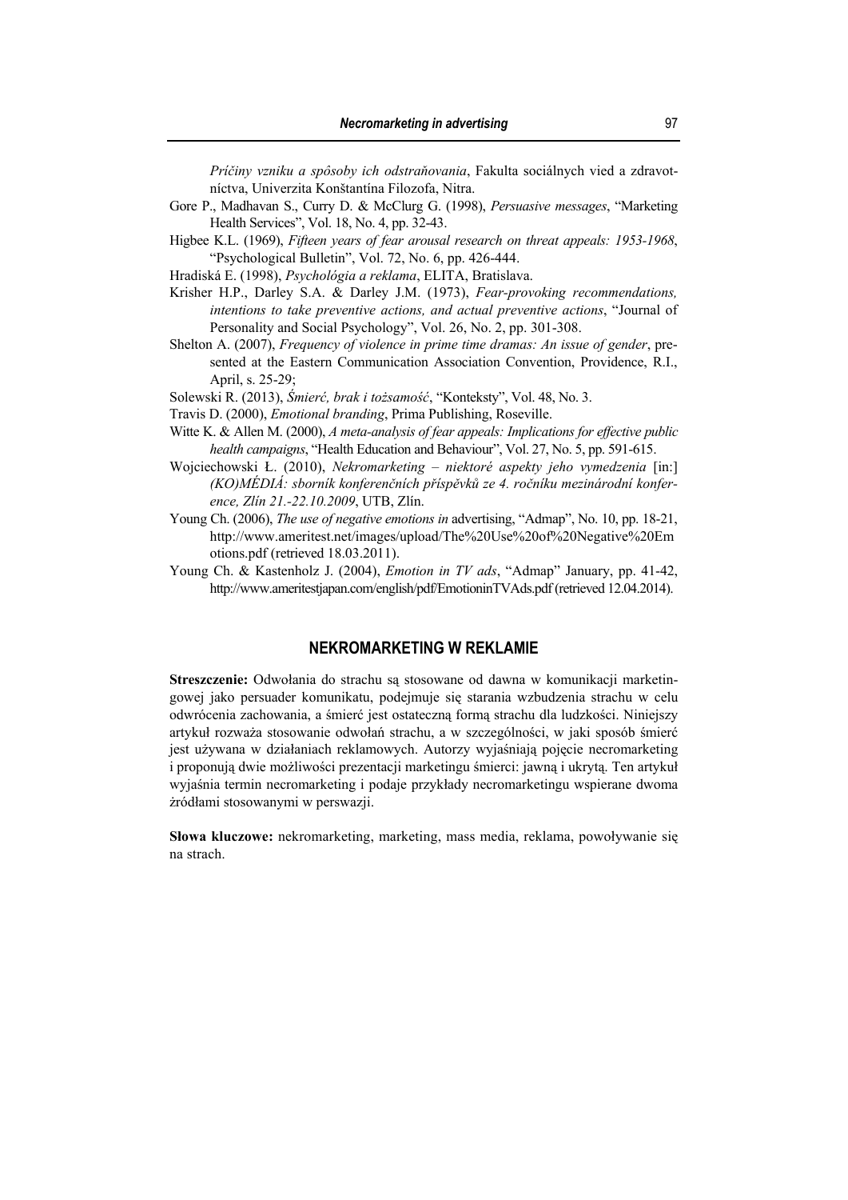*Príčiny vzniku a spôsoby ich odstraňovania*, Fakulta sociálnych vied a zdravotníctva, Univerzita Konštantína Filozofa, Nitra.

Gore P., Madhavan S., Curry D. & McClurg G. (1998), *Persuasive messages*, "Marketing Health Services", Vol. 18, No. 4, pp. 32-43.

Higbee K.L. (1969), *Fifteen years of fear arousal research on threat appeals: 1953-1968*, "Psychological Bulletin", Vol. 72, No. 6, pp. 426-444.

Hradiská E. (1998), *Psychológia a reklama*, ELITA, Bratislava.

Krisher H.P., Darley S.A. & Darley J.M. (1973), *Fear-provoking recommendations, intentions to take preventive actions, and actual preventive actions*, "Journal of Personality and Social Psychology", Vol. 26, No. 2, pp. 301-308.

Shelton A. (2007), *Frequency of violence in prime time dramas: An issue of gender*, presented at the Eastern Communication Association Convention, Providence, R.I., April, s. 25-29;

Solewski R. (2013), *Śmierć, brak i tożsamość*, "Konteksty", Vol. 48, No. 3.

Travis D. (2000), *Emotional branding*, Prima Publishing, Roseville.

Witte K. & Allen M. (2000), *A meta-analysis of fear appeals: Implications for effective public health campaigns*, "Health Education and Behaviour", Vol. 27, No. 5, pp. 591-615.

Wojciechowski Ł. (2010), *Nekromarketing – niektoré aspekty jeho vymedzenia* [in:] *(KO)MÉDIÁ: sborník konferenčních příspěvků ze 4. ročníku mezinárodní konference, Zlín 21.-22.10.2009*, UTB, Zlín.

Young Ch. (2006), *The use of negative emotions in* advertising, "Admap", No. 10, pp. 18-21, http://www.ameritest.net/images/upload/The%20Use%20of%20Negative%20Emotions.pdf (retrieved 18.03.2011).

Young Ch. & Kastenholz J. (2004), *Emotion in TV ads*, "Admap" January, pp. 41-42, http://www.ameritestjapan.com/english/pdf/EmotioninTVAds.pdf (retrieved 12.04.2014).

## NEKROMARKETING W REKLAMIE

**Streszczenie:** Odwołania do strachu są stosowane od dawna w komunikacji marketingowej jako persuader komunikatu, podejmuje się starania wzbudzenia strachu w celu odwrócenia zachowania, a śmierć jest ostateczną formą strachu dla ludzkości. Niniejszy artykuł rozważa stosowanie odwołań strachu, a w szczególności, w jaki sposób śmierć jest używana w działaniach reklamowych. Autorzy wyjaśniają pojęcie necromarketing i proponują dwie możliwości prezentacji marketingu śmierci: jawną i ukrytą. Ten artykuł wyjaśnia termin necromarketing i podaje przykłady necromarketingu wspierane dwoma źródłami stosowanymi w perswazji.

**Słowa kluczowe:** nekromarketing, marketing, mass media, reklama, powoływanie się na strach.